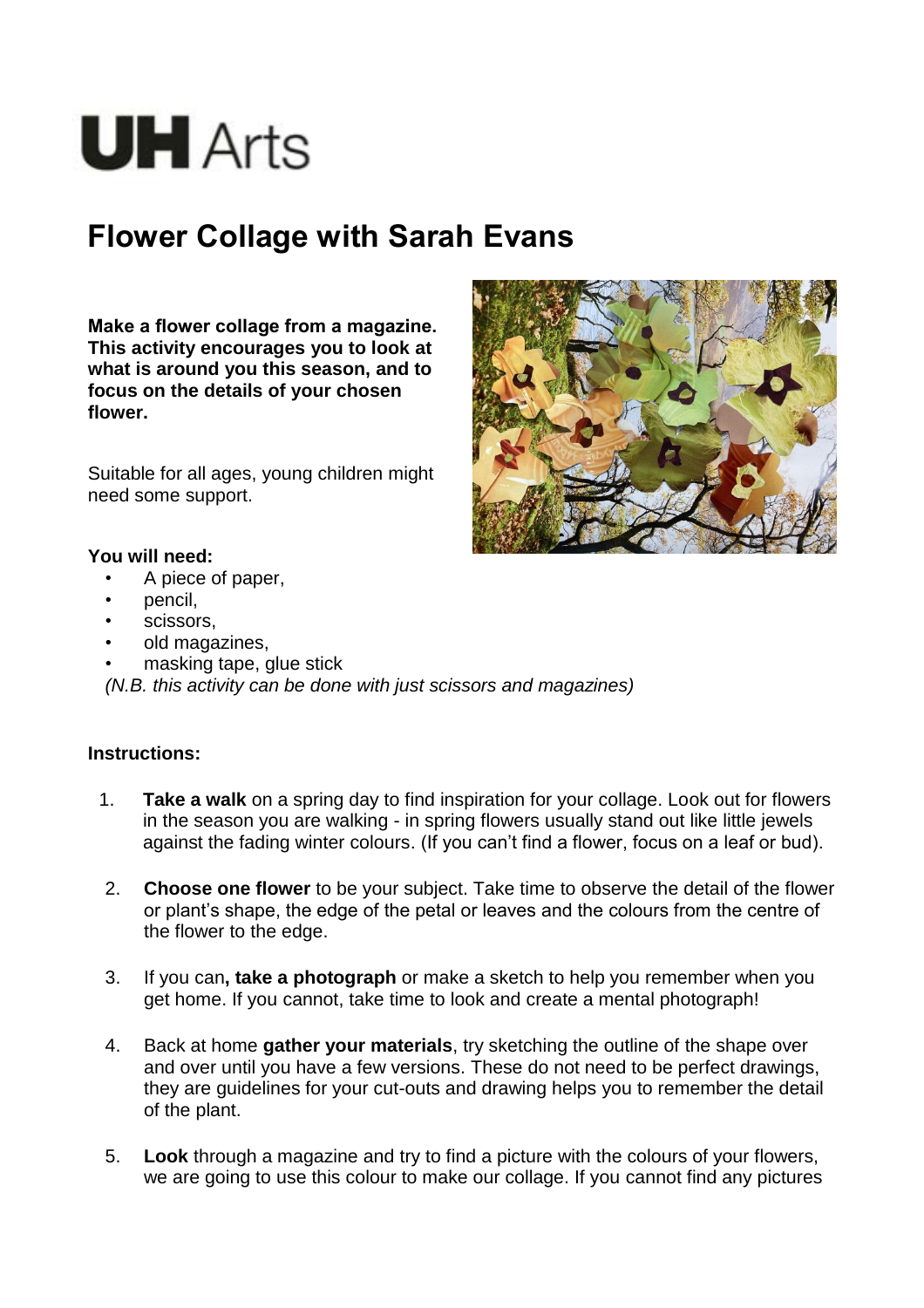# UH Arts

## Flower Collage with Sarah Evans

**Make a flower collage from a magazine. This activity encourages you to look at what is around you this season, and to focus on the details of your chosen flower.**

Suitable for all ages, young children might need some support.

**You will need:**

- A piece of paper,
- pencil,
- scissors,
- old magazines,
- masking tape, glue stick

*(N.B. this activity can be done with just scissors and magazines)*

**Instructions:**

1. **Take a walk** on a spring day to find inspiration for your collage. Look out for flowers in the season you are walking - in spring flowers usually stand out like little jewels against the fading winter colours. (If you can't find a flower, focus on a leaf or bud).

2. **Choose one flower** to be your subject. Take time to observe the detail of the flower or plant's shape, the edge of the petal or leaves and the colours from the centre of the flower to the edge.

3. If you can**, take a photograph** or make a sketch to help you remember when you get home. If you cannot, take time to look and create a mental photograph!

4. Back at home **gather your materials**, try sketching the outline of the shape over and over until you have a few versions. These do not need to be perfect drawings, they are guidelines for your cut-outs and drawing helps you to remember the detail of the plant.

5. **Look** through a magazine and try to find a picture with the colours of your flowers, we are going to use this colour to make our collage. If you cannot find any pictures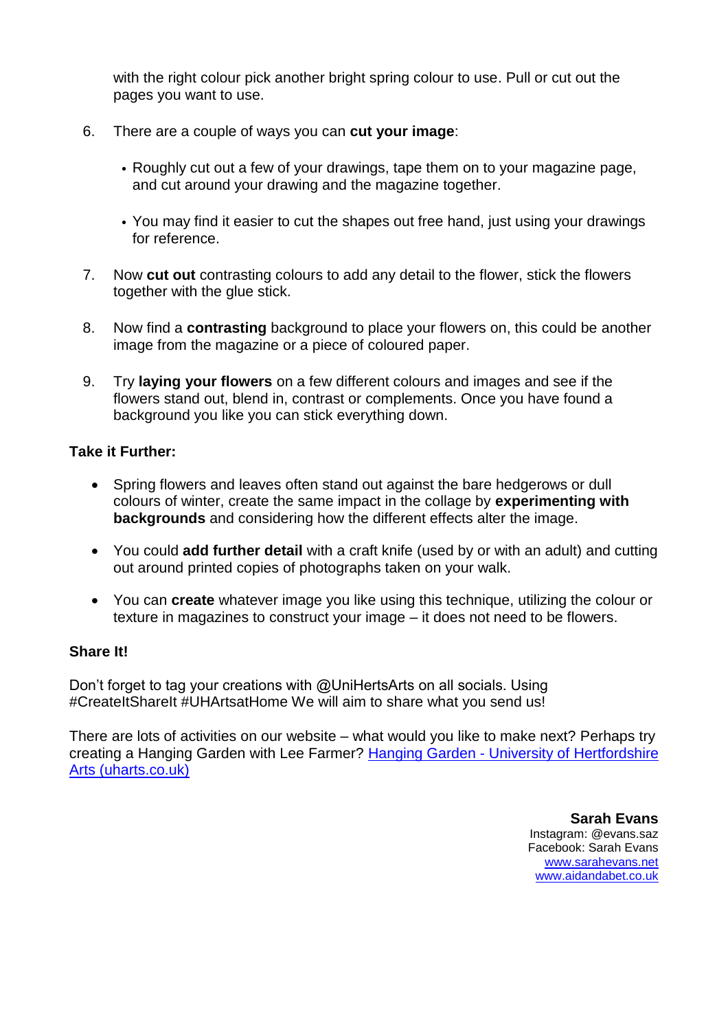with the right colour pick another bright spring colour to use. Pull or cut out the pages you want to use.

6. There are a couple of ways you can **cut your image**:

   - Roughly cut out a few of your drawings, tape them on to your magazine page, and cut around your drawing and the magazine together.

   - You may find it easier to cut the shapes out free hand, just using your drawings for reference.

7. Now **cut out** contrasting colours to add any detail to the flower, stick the flowers together with the glue stick.

8. Now find a **contrasting** background to place your flowers on, this could be another image from the magazine or a piece of coloured paper.

9. Try **laying your flowers** on a few different colours and images and see if the flowers stand out, blend in, contrast or complements. Once you have found a background you like you can stick everything down.

**Take it Further:**

- Spring flowers and leaves often stand out against the bare hedgerows or dull colours of winter, create the same impact in the collage by **experimenting with backgrounds** and considering how the different effects alter the image.

- You could **add further detail** with a craft knife (used by or with an adult) and cutting out around printed copies of photographs taken on your walk.

- You can **create** whatever image you like using this technique, utilizing the colour or texture in magazines to construct your image – it does not need to be flowers.

**Share It!**

Don't forget to tag your creations with @UniHertsArts on all socials. Using #CreateItShareIt #UHArtsatHome We will aim to share what you send us!

There are lots of activities on our website – what would you like to make next? Perhaps try creating a Hanging Garden with Lee Farmer? [Hanging Garden - University of Hertfordshire Arts (uharts.co.uk)]

**Sarah Evans**
Instagram: @evans.saz
Facebook: Sarah Evans
www.sarahevans.net
www.aidandabet.co.uk